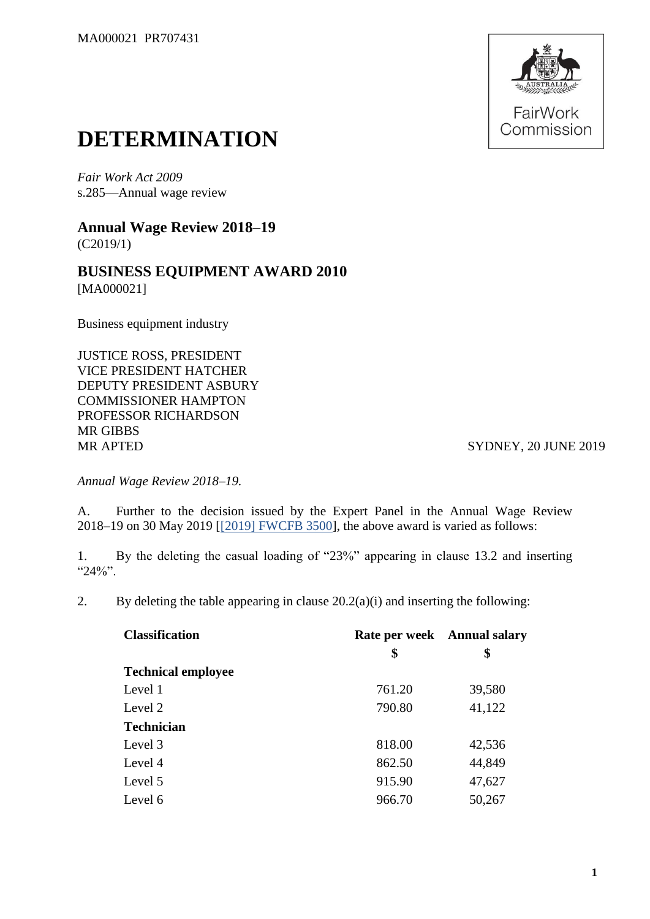MA000021 PR707431

# DETERMINATION

*Fair Work Act 2009*
s.285—Annual wage review

## Annual Wage Review 2018–19

(C2019/1)

## BUSINESS EQUIPMENT AWARD 2010

[MA000021]

Business equipment industry

JUSTICE ROSS, PRESIDENT
VICE PRESIDENT HATCHER
DEPUTY PRESIDENT ASBURY
COMMISSIONER HAMPTON
PROFESSOR RICHARDSON
MR GIBBS
MR APTED

SYDNEY, 20 JUNE 2019

*Annual Wage Review 2018–19.*

A. Further to the decision issued by the Expert Panel in the Annual Wage Review 2018–19 on 30 May 2019 [[2019] FWCFB 3500], the above award is varied as follows:

1. By the deleting the casual loading of "23%" appearing in clause 13.2 and inserting "24%".

2. By deleting the table appearing in clause 20.2(a)(i) and inserting the following:

| Classification | Rate per week | Annual salary |
|---|---|---|
| | $ | $ |
| **Technical employee** | | |
| Level 1 | 761.20 | 39,580 |
| Level 2 | 790.80 | 41,122 |
| **Technician** | | |
| Level 3 | 818.00 | 42,536 |
| Level 4 | 862.50 | 44,849 |
| Level 5 | 915.90 | 47,627 |
| Level 6 | 966.70 | 50,267 |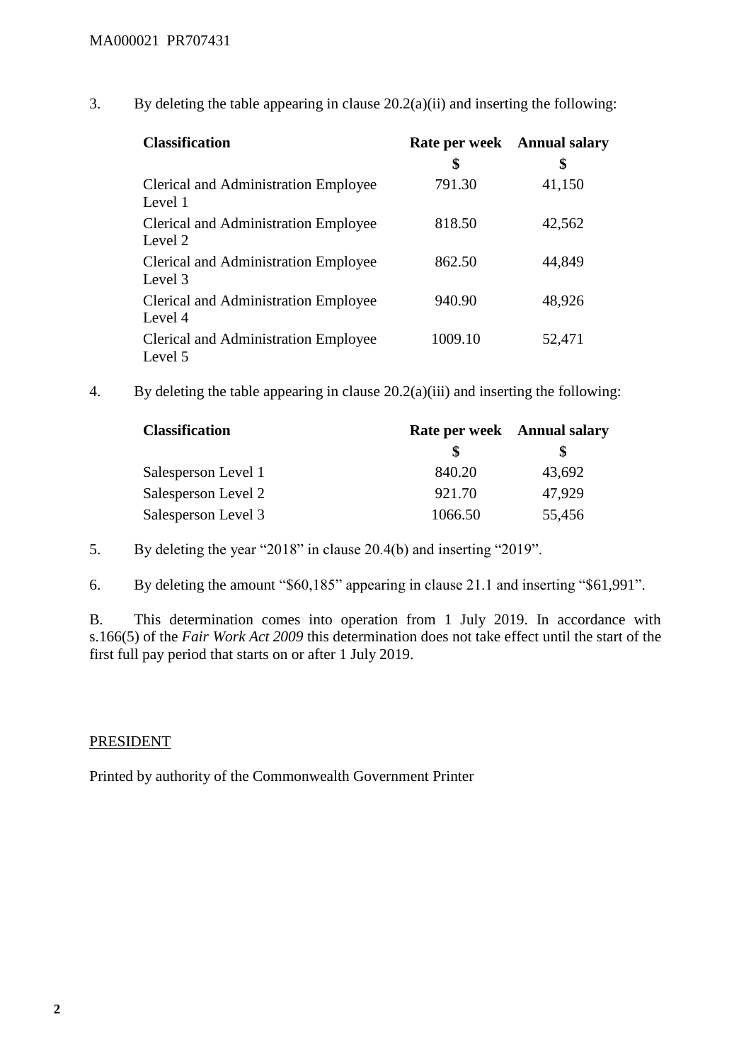3. By deleting the table appearing in clause 20.2(a)(ii) and inserting the following:

| Classification | Rate per week | Annual salary |
|---|---|---|
| | $ | $ |
| Clerical and Administration Employee Level 1 | 791.30 | 41,150 |
| Clerical and Administration Employee Level 2 | 818.50 | 42,562 |
| Clerical and Administration Employee Level 3 | 862.50 | 44,849 |
| Clerical and Administration Employee Level 4 | 940.90 | 48,926 |
| Clerical and Administration Employee Level 5 | 1009.10 | 52,471 |

4. By deleting the table appearing in clause 20.2(a)(iii) and inserting the following:

| Classification | Rate per week | Annual salary |
|---|---|---|
| | $ | $ |
| Salesperson Level 1 | 840.20 | 43,692 |
| Salesperson Level 2 | 921.70 | 47,929 |
| Salesperson Level 3 | 1066.50 | 55,456 |

5. By deleting the year "2018" in clause 20.4(b) and inserting "2019".

6. By deleting the amount "$60,185" appearing in clause 21.1 and inserting "$61,991".

B. This determination comes into operation from 1 July 2019. In accordance with s.166(5) of the *Fair Work Act 2009* this determination does not take effect until the start of the first full pay period that starts on or after 1 July 2019.

PRESIDENT

Printed by authority of the Commonwealth Government Printer